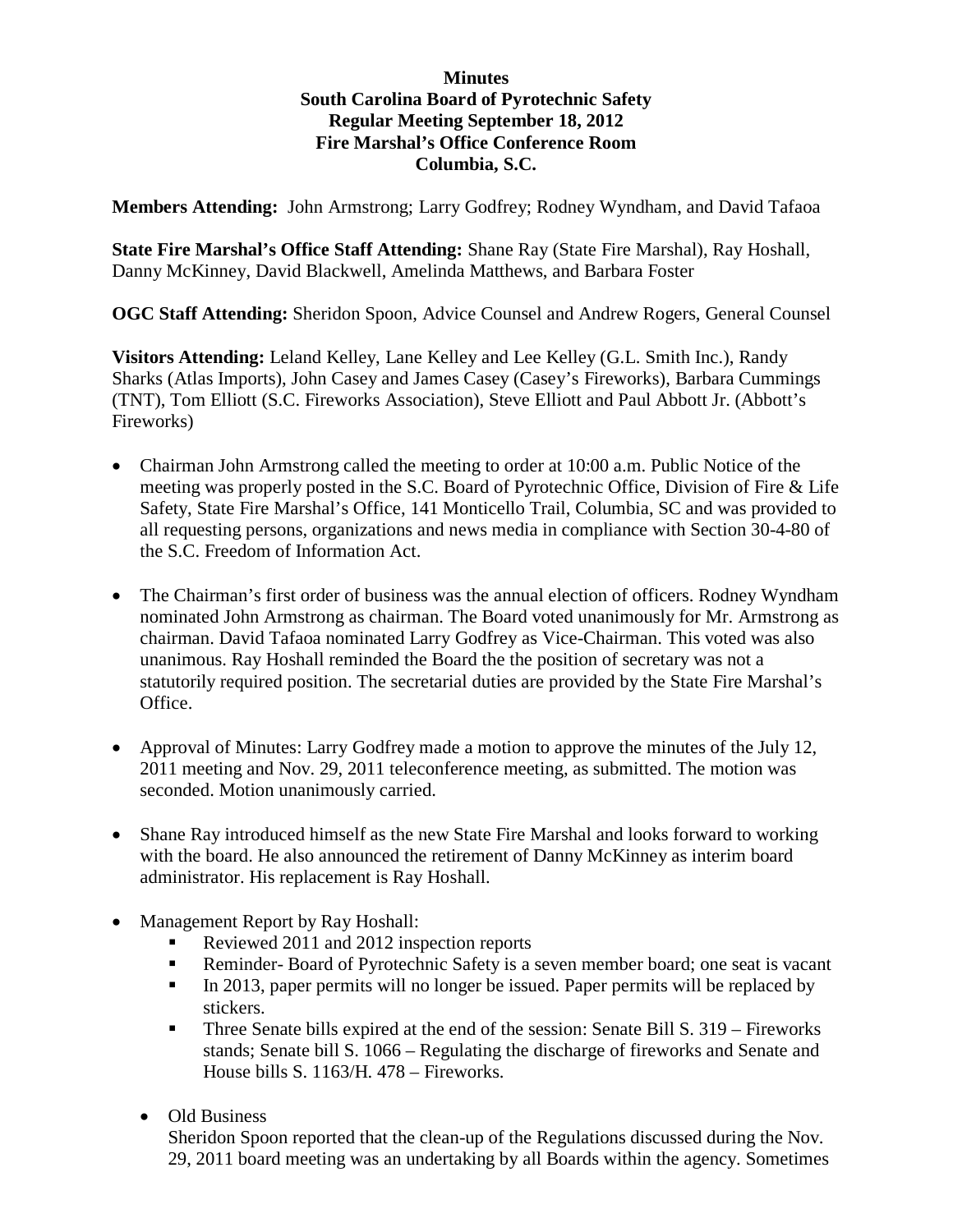**Minutes**
**South Carolina Board of Pyrotechnic Safety**
**Regular Meeting September 18, 2012**
**Fire Marshal's Office Conference Room**
**Columbia, S.C.**

**Members Attending:** John Armstrong; Larry Godfrey; Rodney Wyndham, and David Tafaoa

**State Fire Marshal's Office Staff Attending:** Shane Ray (State Fire Marshal), Ray Hoshall, Danny McKinney, David Blackwell, Amelinda Matthews, and Barbara Foster

**OGC Staff Attending:** Sheridon Spoon, Advice Counsel and Andrew Rogers, General Counsel

**Visitors Attending:** Leland Kelley, Lane Kelley and Lee Kelley (G.L. Smith Inc.), Randy Sharks (Atlas Imports), John Casey and James Casey (Casey's Fireworks), Barbara Cummings (TNT), Tom Elliott (S.C. Fireworks Association), Steve Elliott and Paul Abbott Jr. (Abbott's Fireworks)

- Chairman John Armstrong called the meeting to order at 10:00 a.m. Public Notice of the meeting was properly posted in the S.C. Board of Pyrotechnic Office, Division of Fire & Life Safety, State Fire Marshal's Office, 141 Monticello Trail, Columbia, SC and was provided to all requesting persons, organizations and news media in compliance with Section 30-4-80 of the S.C. Freedom of Information Act.

- The Chairman's first order of business was the annual election of officers. Rodney Wyndham nominated John Armstrong as chairman. The Board voted unanimously for Mr. Armstrong as chairman. David Tafaoa nominated Larry Godfrey as Vice-Chairman. This voted was also unanimous. Ray Hoshall reminded the Board the the position of secretary was not a statutorily required position. The secretarial duties are provided by the State Fire Marshal's Office.

- Approval of Minutes: Larry Godfrey made a motion to approve the minutes of the July 12, 2011 meeting and Nov. 29, 2011 teleconference meeting, as submitted. The motion was seconded. Motion unanimously carried.

- Shane Ray introduced himself as the new State Fire Marshal and looks forward to working with the board. He also announced the retirement of Danny McKinney as interim board administrator. His replacement is Ray Hoshall.

- Management Report by Ray Hoshall:
  - Reviewed 2011 and 2012 inspection reports
  - Reminder- Board of Pyrotechnic Safety is a seven member board; one seat is vacant
  - In 2013, paper permits will no longer be issued. Paper permits will be replaced by stickers.
  - Three Senate bills expired at the end of the session: Senate Bill S. 319 – Fireworks stands; Senate bill S. 1066 – Regulating the discharge of fireworks and Senate and House bills S. 1163/H. 478 – Fireworks.

  - Old Business
    Sheridon Spoon reported that the clean-up of the Regulations discussed during the Nov. 29, 2011 board meeting was an undertaking by all Boards within the agency. Sometimes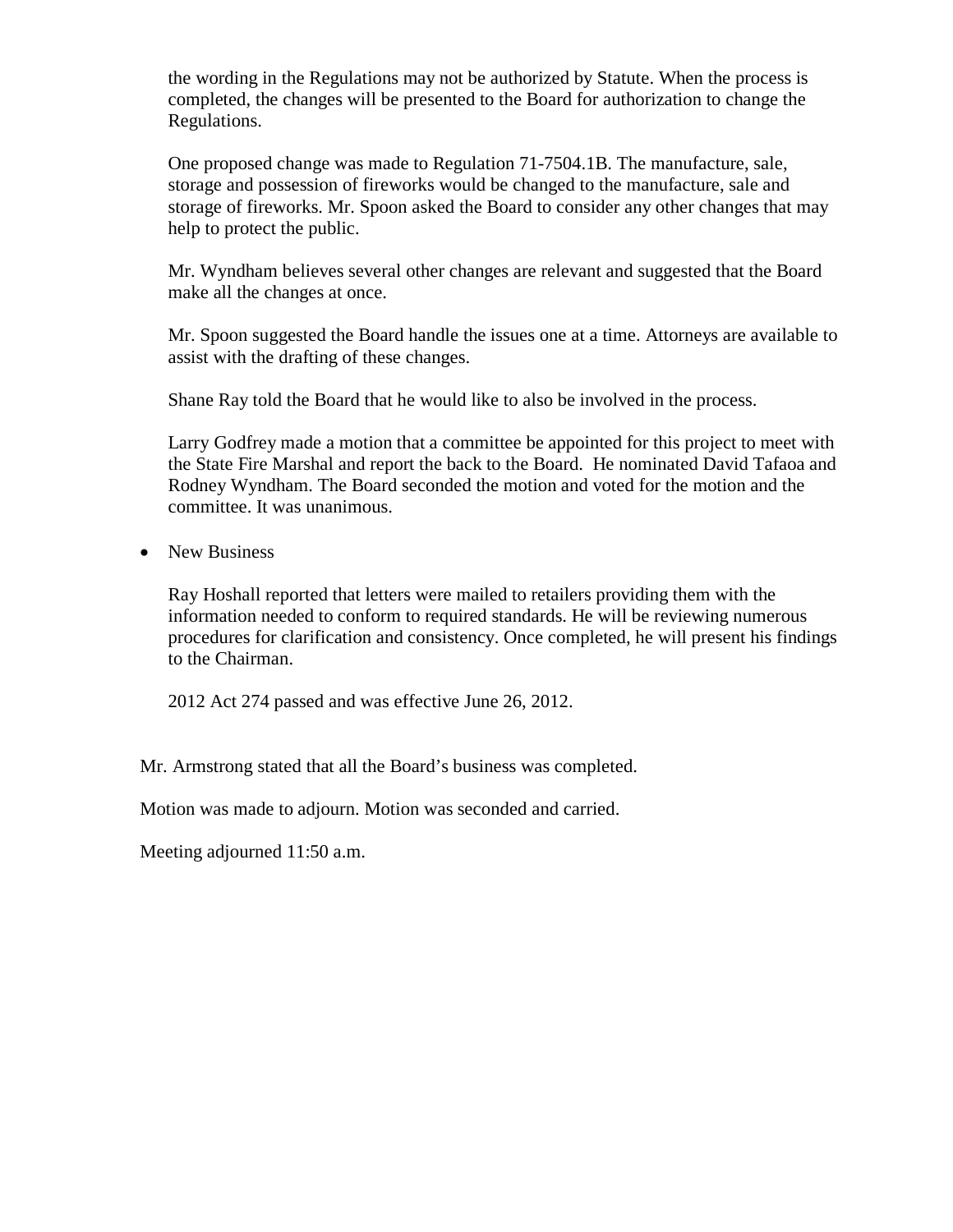the wording in the Regulations may not be authorized by Statute. When the process is completed, the changes will be presented to the Board for authorization to change the Regulations.

One proposed change was made to Regulation 71-7504.1B. The manufacture, sale, storage and possession of fireworks would be changed to the manufacture, sale and storage of fireworks. Mr. Spoon asked the Board to consider any other changes that may help to protect the public.

Mr. Wyndham believes several other changes are relevant and suggested that the Board make all the changes at once.

Mr. Spoon suggested the Board handle the issues one at a time. Attorneys are available to assist with the drafting of these changes.

Shane Ray told the Board that he would like to also be involved in the process.

Larry Godfrey made a motion that a committee be appointed for this project to meet with the State Fire Marshal and report the back to the Board. He nominated David Tafaoa and Rodney Wyndham. The Board seconded the motion and voted for the motion and the committee. It was unanimous.

- New Business

  Ray Hoshall reported that letters were mailed to retailers providing them with the information needed to conform to required standards. He will be reviewing numerous procedures for clarification and consistency. Once completed, he will present his findings to the Chairman.

  2012 Act 274 passed and was effective June 26, 2012.

Mr. Armstrong stated that all the Board's business was completed.

Motion was made to adjourn. Motion was seconded and carried.

Meeting adjourned 11:50 a.m.